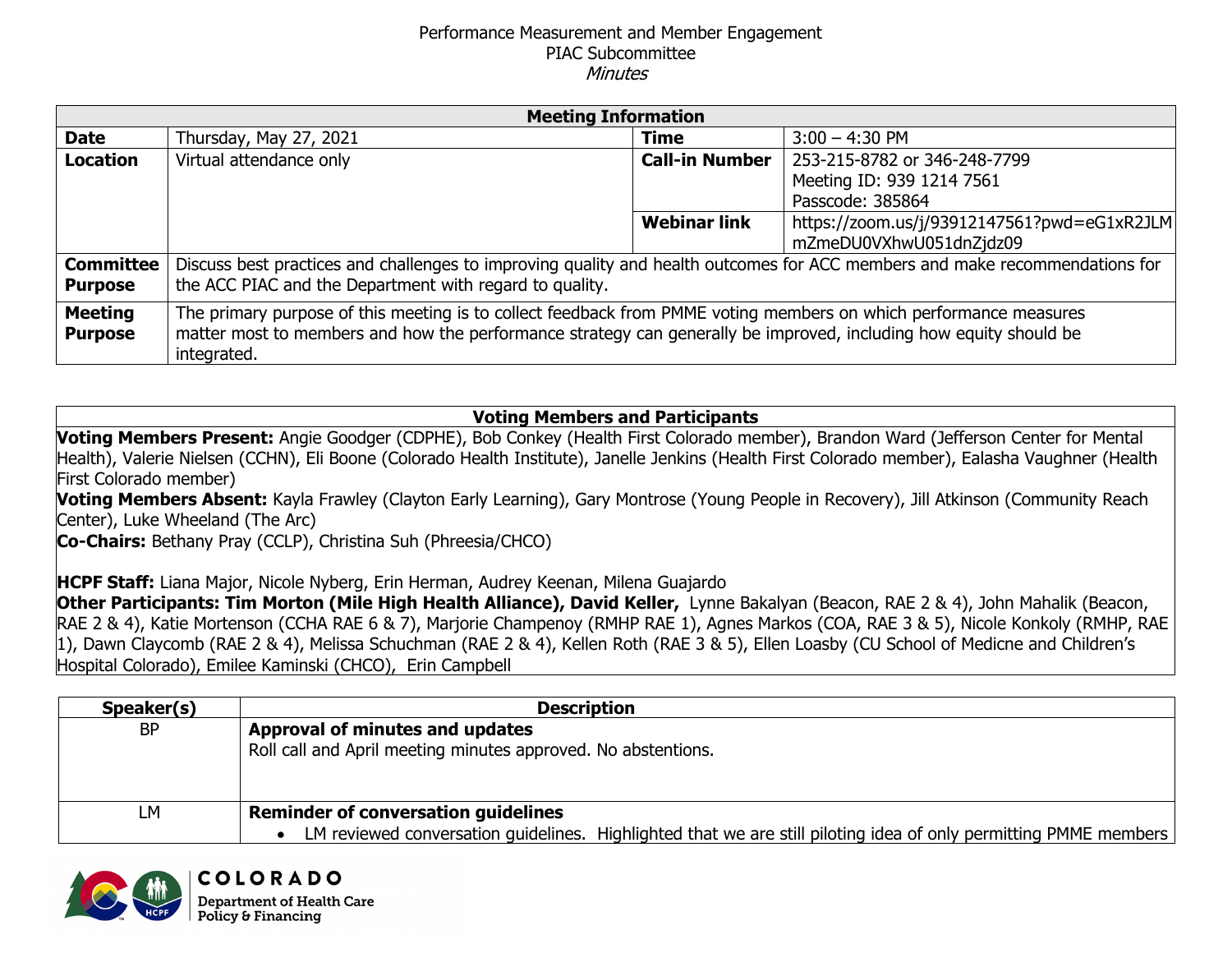Performance Measurement and Member Engagement
PIAC Subcommittee
*Minutes*

| Meeting Information | | | |
|---|---|---|---|
| **Date** | Thursday, May 27, 2021 | **Time** | 3:00 – 4:30 PM |
| **Location** | Virtual attendance only | **Call-in Number** | 253-215-8782 or 346-248-7799<br>Meeting ID: 939 1214 7561<br>Passcode: 385864 |
| | | **Webinar link** | https://zoom.us/j/93912147561?pwd=eG1xR2JLMmZmeDU0VXhwU051dnZjdz09 |
| **Committee Purpose** | Discuss best practices and challenges to improving quality and health outcomes for ACC members and make recommendations for the ACC PIAC and the Department with regard to quality. | | |
| **Meeting Purpose** | The primary purpose of this meeting is to collect feedback from PMME voting members on which performance measures matter most to members and how the performance strategy can generally be improved, including how equity should be integrated. | | |

**Voting Members and Participants**

**Voting Members Present:** Angie Goodger (CDPHE), Bob Conkey (Health First Colorado member), Brandon Ward (Jefferson Center for Mental Health), Valerie Nielsen (CCHN), Eli Boone (Colorado Health Institute), Janelle Jenkins (Health First Colorado member), Ealasha Vaughner (Health First Colorado member)

**Voting Members Absent:** Kayla Frawley (Clayton Early Learning), Gary Montrose (Young People in Recovery), Jill Atkinson (Community Reach Center), Luke Wheeland (The Arc)

**Co-Chairs:** Bethany Pray (CCLP), Christina Suh (Phreesia/CHCO)

**HCPF Staff:** Liana Major, Nicole Nyberg, Erin Herman, Audrey Keenan, Milena Guajardo

**Other Participants: Tim Morton (Mile High Health Alliance), David Keller,** Lynne Bakalyan (Beacon, RAE 2 & 4), John Mahalik (Beacon, RAE 2 & 4), Katie Mortenson (CCHA RAE 6 & 7), Marjorie Champenoy (RMHP RAE 1), Agnes Markos (COA, RAE 3 & 5), Nicole Konkoly (RMHP, RAE 1), Dawn Claycomb (RAE 2 & 4), Melissa Schuchman (RAE 2 & 4), Kellen Roth (RAE 3 & 5), Ellen Loasby (CU School of Medicne and Children's Hospital Colorado), Emilee Kaminski (CHCO), Erin Campbell

| Speaker(s) | Description |
|---|---|
| BP | **Approval of minutes and updates**<br>Roll call and April meeting minutes approved. No abstentions. |
| LM | **Reminder of conversation guidelines**<br>• LM reviewed conversation guidelines. Highlighted that we are still piloting idea of only permitting PMME members |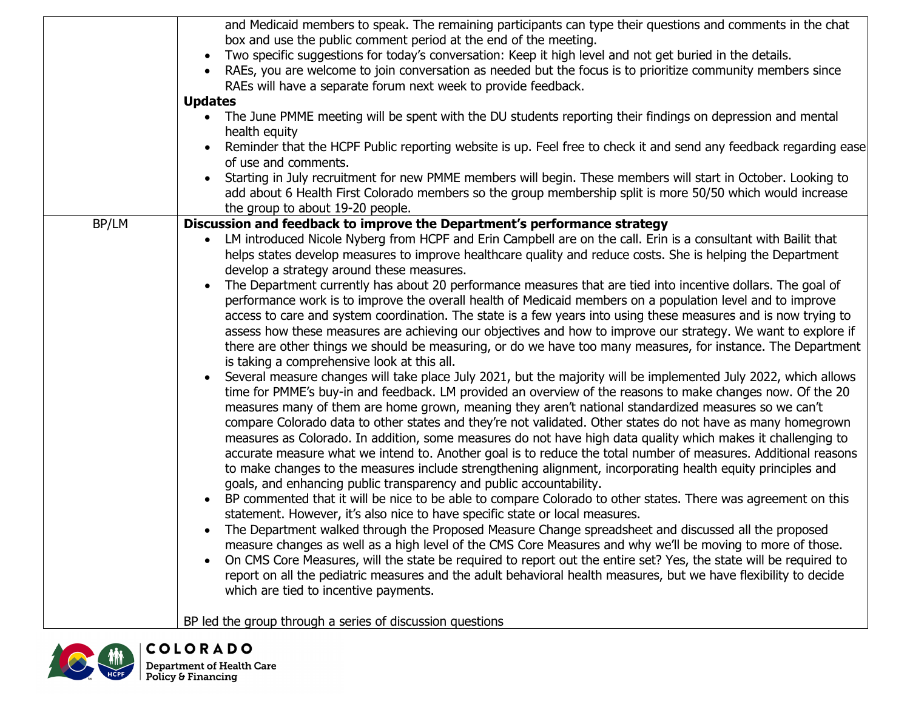| | |
|---|---|
| | and Medicaid members to speak. The remaining participants can type their questions and comments in the chat box and use the public comment period at the end of the meeting.<br>• Two specific suggestions for today's conversation: Keep it high level and not get buried in the details.<br>• RAEs, you are welcome to join conversation as needed but the focus is to prioritize community members since RAEs will have a separate forum next week to provide feedback.<br>**Updates**<br>• The June PMME meeting will be spent with the DU students reporting their findings on depression and mental health equity<br>• Reminder that the HCPF Public reporting website is up. Feel free to check it and send any feedback regarding ease of use and comments.<br>• Starting in July recruitment for new PMME members will begin. These members will start in October. Looking to add about 6 Health First Colorado members so the group membership split is more 50/50 which would increase the group to about 19-20 people. |
| BP/LM | **Discussion and feedback to improve the Department's performance strategy**<br>• LM introduced Nicole Nyberg from HCPF and Erin Campbell are on the call. Erin is a consultant with Bailit that helps states develop measures to improve healthcare quality and reduce costs. She is helping the Department develop a strategy around these measures.<br>• The Department currently has about 20 performance measures that are tied into incentive dollars. The goal of performance work is to improve the overall health of Medicaid members on a population level and to improve access to care and system coordination. The state is a few years into using these measures and is now trying to assess how these measures are achieving our objectives and how to improve our strategy. We want to explore if there are other things we should be measuring, or do we have too many measures, for instance. The Department is taking a comprehensive look at this all.<br>• Several measure changes will take place July 2021, but the majority will be implemented July 2022, which allows time for PMME's buy-in and feedback. LM provided an overview of the reasons to make changes now. Of the 20 measures many of them are home grown, meaning they aren't national standardized measures so we can't compare Colorado data to other states and they're not validated. Other states do not have as many homegrown measures as Colorado. In addition, some measures do not have high data quality which makes it challenging to accurate measure what we intend to. Another goal is to reduce the total number of measures. Additional reasons to make changes to the measures include strengthening alignment, incorporating health equity principles and goals, and enhancing public transparency and public accountability.<br>• BP commented that it will be nice to be able to compare Colorado to other states. There was agreement on this statement. However, it's also nice to have specific state or local measures.<br>• The Department walked through the Proposed Measure Change spreadsheet and discussed all the proposed measure changes as well as a high level of the CMS Core Measures and why we'll be moving to more of those.<br>• On CMS Core Measures, will the state be required to report out the entire set? Yes, the state will be required to report on all the pediatric measures and the adult behavioral health measures, but we have flexibility to decide which are tied to incentive payments.<br><br>BP led the group through a series of discussion questions |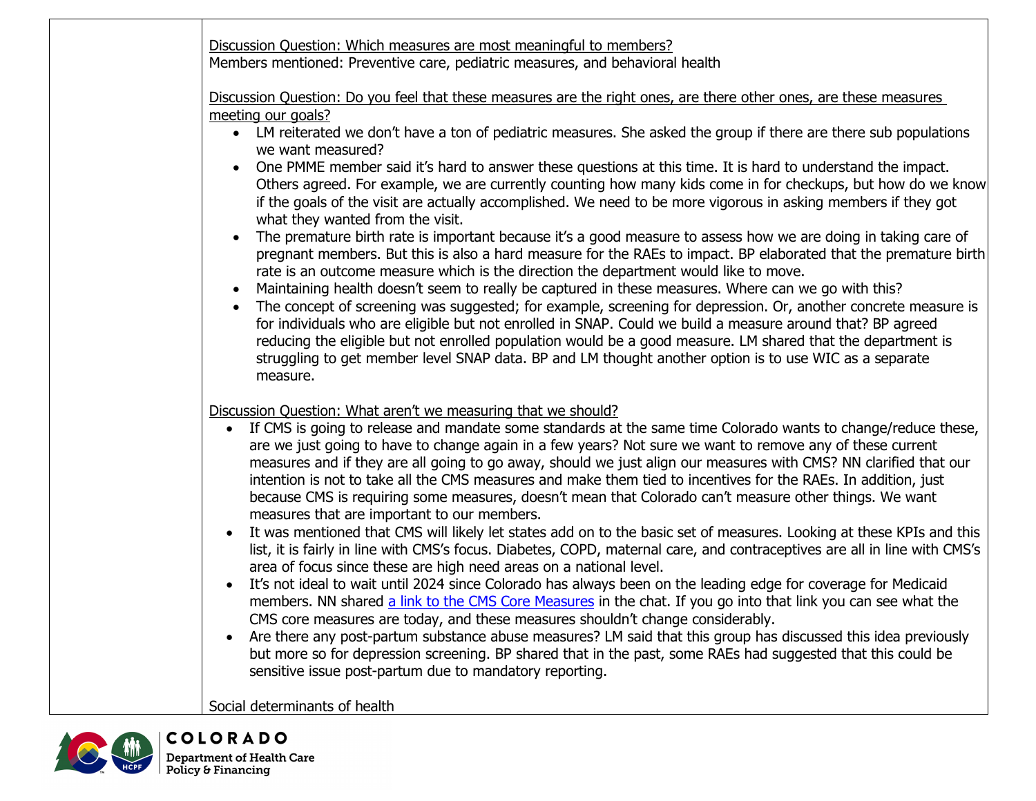Discussion Question: Which measures are most meaningful to members?

Members mentioned: Preventive care, pediatric measures, and behavioral health

Discussion Question: Do you feel that these measures are the right ones, are there other ones, are these measures meeting our goals?

- LM reiterated we don't have a ton of pediatric measures. She asked the group if there are there sub populations we want measured?
- One PMME member said it's hard to answer these questions at this time. It is hard to understand the impact. Others agreed. For example, we are currently counting how many kids come in for checkups, but how do we know if the goals of the visit are actually accomplished. We need to be more vigorous in asking members if they got what they wanted from the visit.
- The premature birth rate is important because it's a good measure to assess how we are doing in taking care of pregnant members. But this is also a hard measure for the RAEs to impact. BP elaborated that the premature birth rate is an outcome measure which is the direction the department would like to move.
- Maintaining health doesn't seem to really be captured in these measures. Where can we go with this?
- The concept of screening was suggested; for example, screening for depression. Or, another concrete measure is for individuals who are eligible but not enrolled in SNAP. Could we build a measure around that? BP agreed reducing the eligible but not enrolled population would be a good measure. LM shared that the department is struggling to get member level SNAP data. BP and LM thought another option is to use WIC as a separate measure.

Discussion Question: What aren't we measuring that we should?

- If CMS is going to release and mandate some standards at the same time Colorado wants to change/reduce these, are we just going to have to change again in a few years? Not sure we want to remove any of these current measures and if they are all going to go away, should we just align our measures with CMS? NN clarified that our intention is not to take all the CMS measures and make them tied to incentives for the RAEs. In addition, just because CMS is requiring some measures, doesn't mean that Colorado can't measure other things. We want measures that are important to our members.
- It was mentioned that CMS will likely let states add on to the basic set of measures. Looking at these KPIs and this list, it is fairly in line with CMS's focus. Diabetes, COPD, maternal care, and contraceptives are all in line with CMS's area of focus since these are high need areas on a national level.
- It's not ideal to wait until 2024 since Colorado has always been on the leading edge for coverage for Medicaid members. NN shared [a link to the CMS Core Measures] in the chat. If you go into that link you can see what the CMS core measures are today, and these measures shouldn't change considerably.
- Are there any post-partum substance abuse measures? LM said that this group has discussed this idea previously but more so for depression screening. BP shared that in the past, some RAEs had suggested that this could be sensitive issue post-partum due to mandatory reporting.

Social determinants of health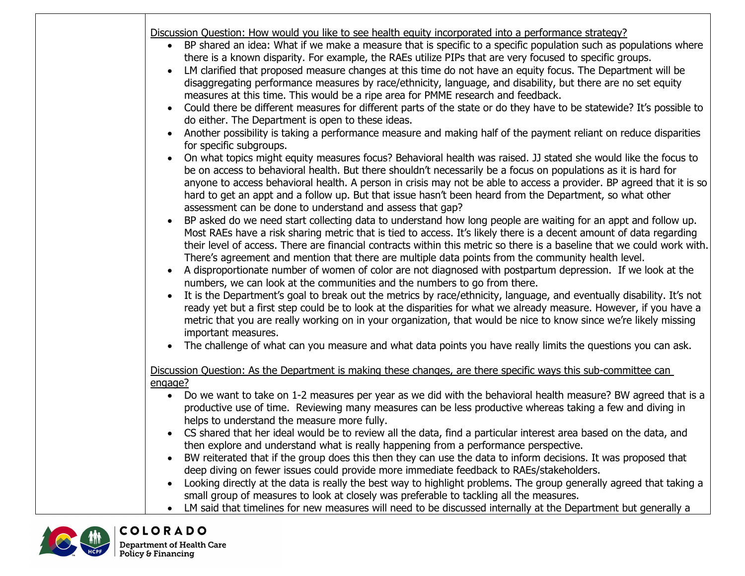Discussion Question: How would you like to see health equity incorporated into a performance strategy?

- BP shared an idea: What if we make a measure that is specific to a specific population such as populations where there is a known disparity. For example, the RAEs utilize PIPs that are very focused to specific groups.
- LM clarified that proposed measure changes at this time do not have an equity focus. The Department will be disaggregating performance measures by race/ethnicity, language, and disability, but there are no set equity measures at this time. This would be a ripe area for PMME research and feedback.
- Could there be different measures for different parts of the state or do they have to be statewide? It's possible to do either. The Department is open to these ideas.
- Another possibility is taking a performance measure and making half of the payment reliant on reduce disparities for specific subgroups.
- On what topics might equity measures focus? Behavioral health was raised. JJ stated she would like the focus to be on access to behavioral health. But there shouldn't necessarily be a focus on populations as it is hard for anyone to access behavioral health. A person in crisis may not be able to access a provider. BP agreed that it is so hard to get an appt and a follow up. But that issue hasn't been heard from the Department, so what other assessment can be done to understand and assess that gap?
- BP asked do we need start collecting data to understand how long people are waiting for an appt and follow up. Most RAEs have a risk sharing metric that is tied to access. It's likely there is a decent amount of data regarding their level of access. There are financial contracts within this metric so there is a baseline that we could work with. There's agreement and mention that there are multiple data points from the community health level.
- A disproportionate number of women of color are not diagnosed with postpartum depression. If we look at the numbers, we can look at the communities and the numbers to go from there.
- It is the Department's goal to break out the metrics by race/ethnicity, language, and eventually disability. It's not ready yet but a first step could be to look at the disparities for what we already measure. However, if you have a metric that you are really working on in your organization, that would be nice to know since we're likely missing important measures.
- The challenge of what can you measure and what data points you have really limits the questions you can ask.

Discussion Question: As the Department is making these changes, are there specific ways this sub-committee can engage?

- Do we want to take on 1-2 measures per year as we did with the behavioral health measure? BW agreed that is a productive use of time. Reviewing many measures can be less productive whereas taking a few and diving in helps to understand the measure more fully.
- CS shared that her ideal would be to review all the data, find a particular interest area based on the data, and then explore and understand what is really happening from a performance perspective.
- BW reiterated that if the group does this then they can use the data to inform decisions. It was proposed that deep diving on fewer issues could provide more immediate feedback to RAEs/stakeholders.
- Looking directly at the data is really the best way to highlight problems. The group generally agreed that taking a small group of measures to look at closely was preferable to tackling all the measures.
- LM said that timelines for new measures will need to be discussed internally at the Department but generally a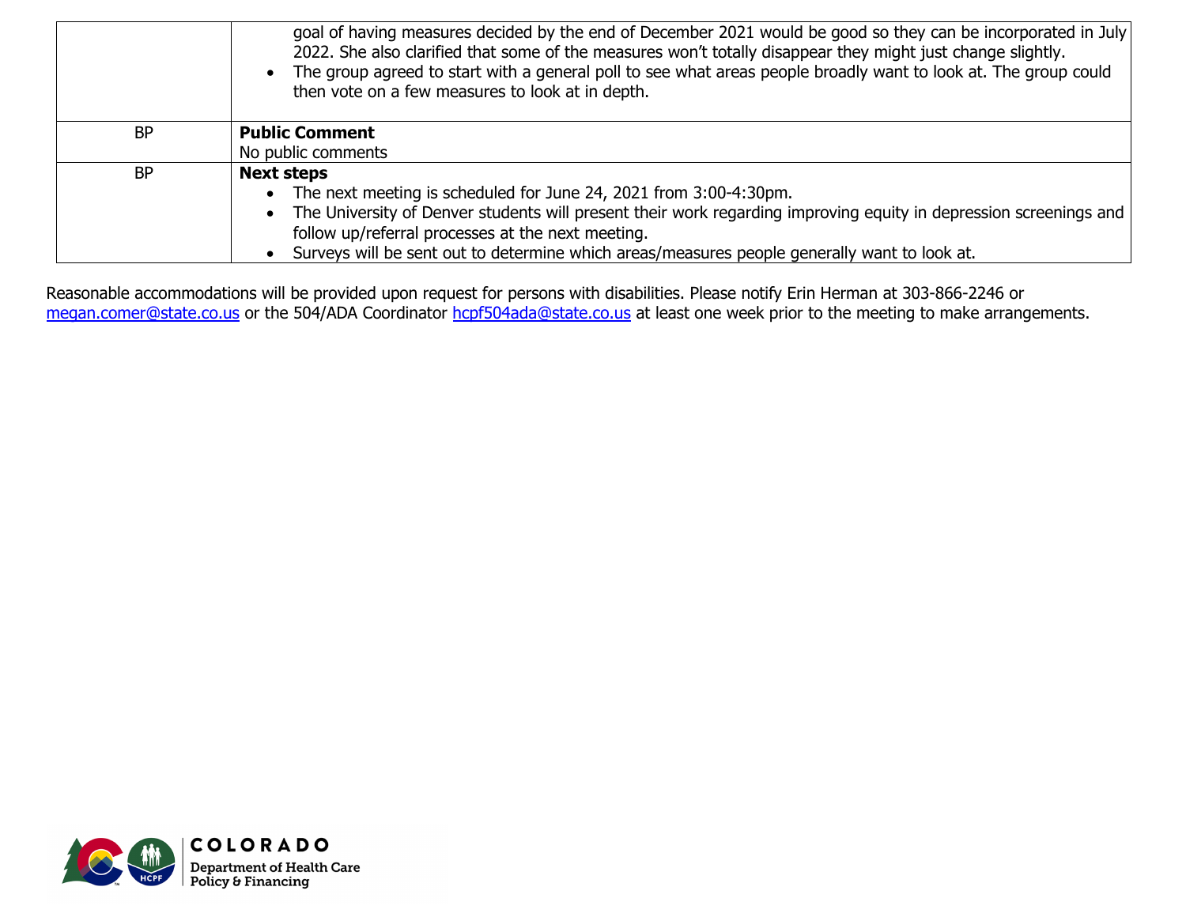| | |
|---|---|
| | goal of having measures decided by the end of December 2021 would be good so they can be incorporated in July 2022. She also clarified that some of the measures won't totally disappear they might just change slightly.<br>• The group agreed to start with a general poll to see what areas people broadly want to look at. The group could then vote on a few measures to look at in depth. |
| BP | **Public Comment**<br>No public comments |
| BP | **Next steps**<br>• The next meeting is scheduled for June 24, 2021 from 3:00-4:30pm.<br>• The University of Denver students will present their work regarding improving equity in depression screenings and follow up/referral processes at the next meeting.<br>• Surveys will be sent out to determine which areas/measures people generally want to look at. |

Reasonable accommodations will be provided upon request for persons with disabilities. Please notify Erin Herman at 303-866-2246 or megan.comer@state.co.us or the 504/ADA Coordinator hcpf504ada@state.co.us at least one week prior to the meeting to make arrangements.

COLORADO
Department of Health Care Policy & Financing